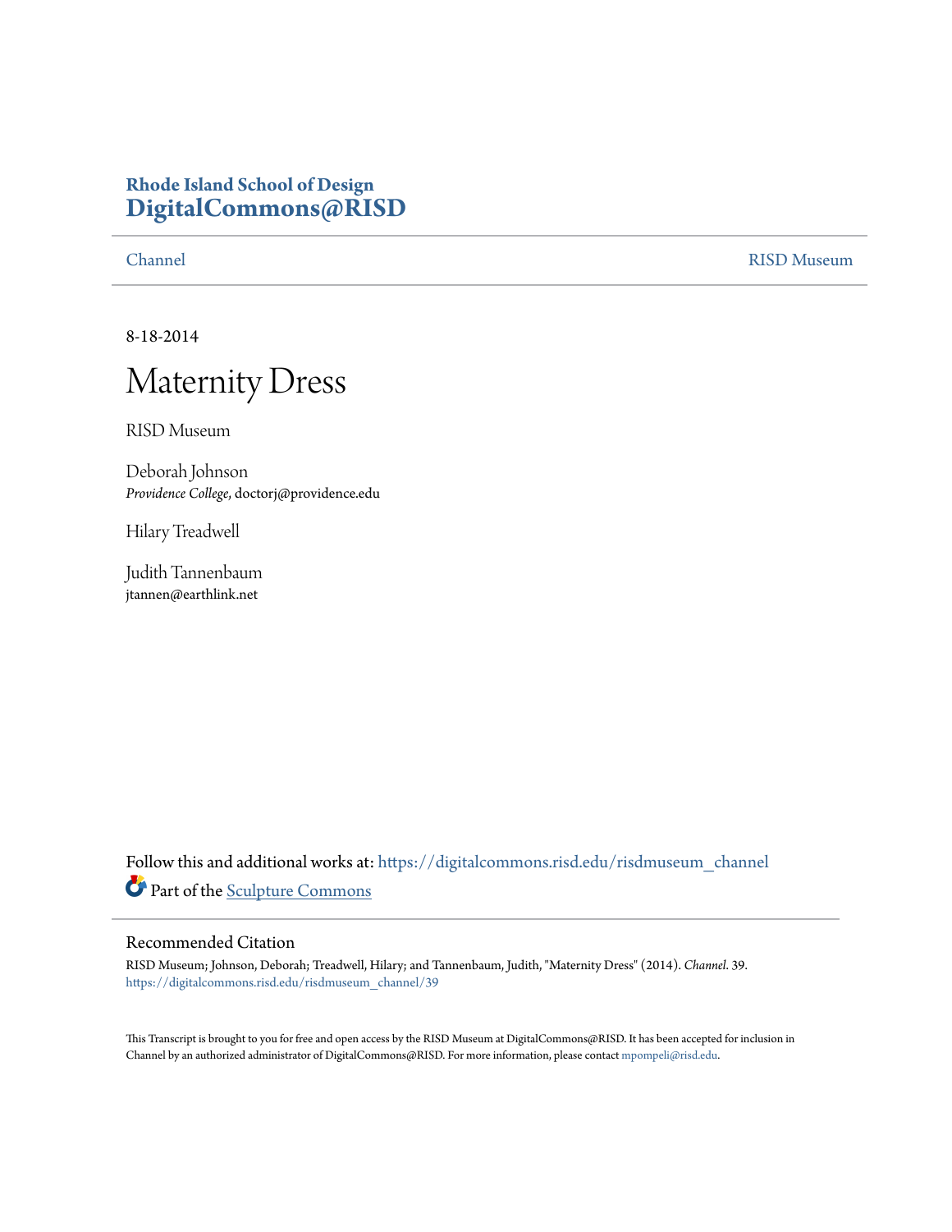**Rhode Island School of Design**
**DigitalCommons@RISD**

Channel | RISD Museum

8-18-2014

# Maternity Dress

RISD Museum

Deborah Johnson
*Providence College*, doctorj@providence.edu

Hilary Treadwell

Judith Tannenbaum
jtannen@earthlink.net

Follow this and additional works at: https://digitalcommons.risd.edu/risdmuseum_channel

Part of the Sculpture Commons

## Recommended Citation

RISD Museum; Johnson, Deborah; Treadwell, Hilary; and Tannenbaum, Judith, "Maternity Dress" (2014). *Channel*. 39.
https://digitalcommons.risd.edu/risdmuseum_channel/39

This Transcript is brought to you for free and open access by the RISD Museum at DigitalCommons@RISD. It has been accepted for inclusion in Channel by an authorized administrator of DigitalCommons@RISD. For more information, please contact mpompeli@risd.edu.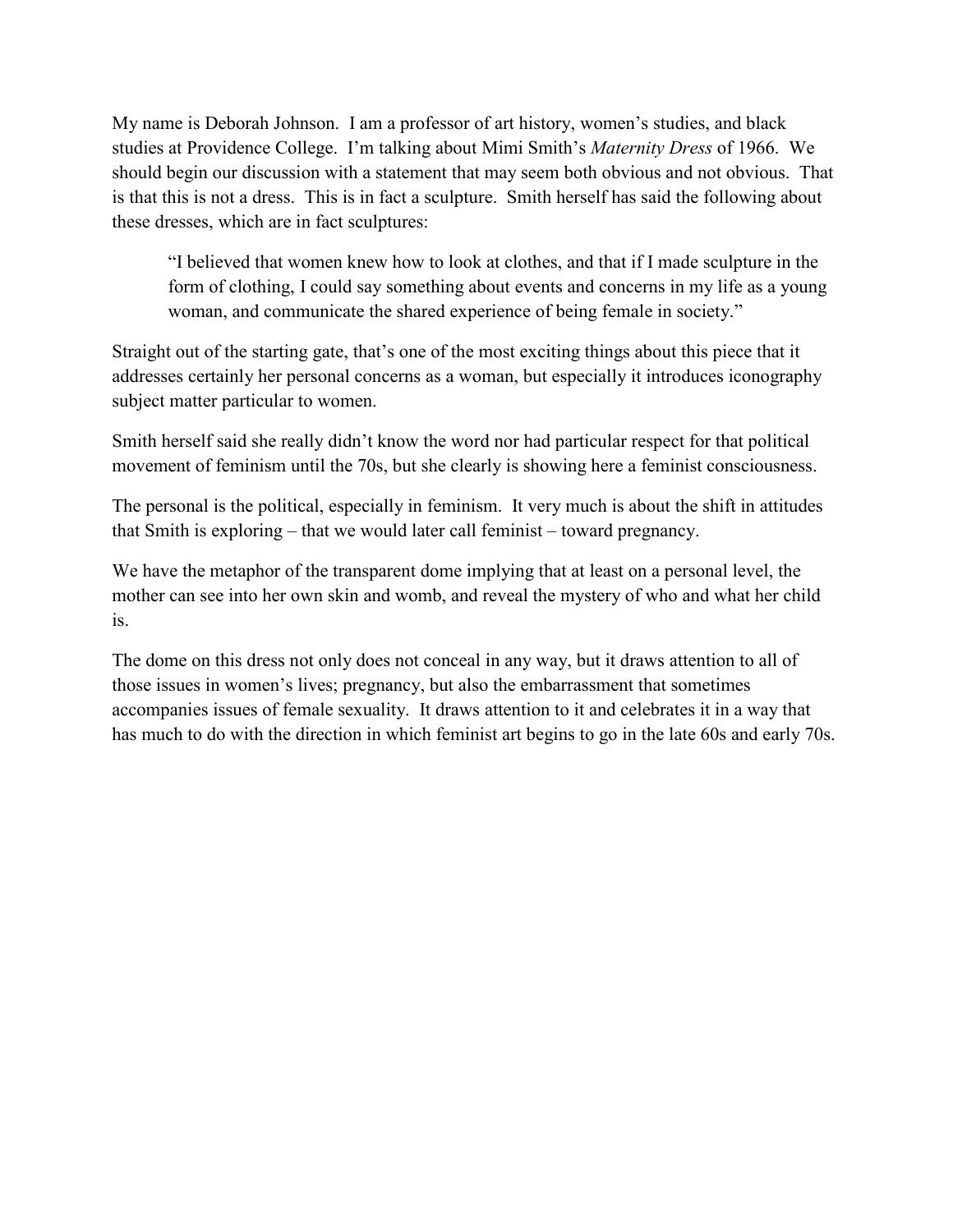My name is Deborah Johnson. I am a professor of art history, women's studies, and black studies at Providence College. I'm talking about Mimi Smith's *Maternity Dress* of 1966. We should begin our discussion with a statement that may seem both obvious and not obvious. That is that this is not a dress. This is in fact a sculpture. Smith herself has said the following about these dresses, which are in fact sculptures:

> "I believed that women knew how to look at clothes, and that if I made sculpture in the form of clothing, I could say something about events and concerns in my life as a young woman, and communicate the shared experience of being female in society."

Straight out of the starting gate, that's one of the most exciting things about this piece that it addresses certainly her personal concerns as a woman, but especially it introduces iconography subject matter particular to women.

Smith herself said she really didn't know the word nor had particular respect for that political movement of feminism until the 70s, but she clearly is showing here a feminist consciousness.

The personal is the political, especially in feminism. It very much is about the shift in attitudes that Smith is exploring – that we would later call feminist – toward pregnancy.

We have the metaphor of the transparent dome implying that at least on a personal level, the mother can see into her own skin and womb, and reveal the mystery of who and what her child is.

The dome on this dress not only does not conceal in any way, but it draws attention to all of those issues in women's lives; pregnancy, but also the embarrassment that sometimes accompanies issues of female sexuality. It draws attention to it and celebrates it in a way that has much to do with the direction in which feminist art begins to go in the late 60s and early 70s.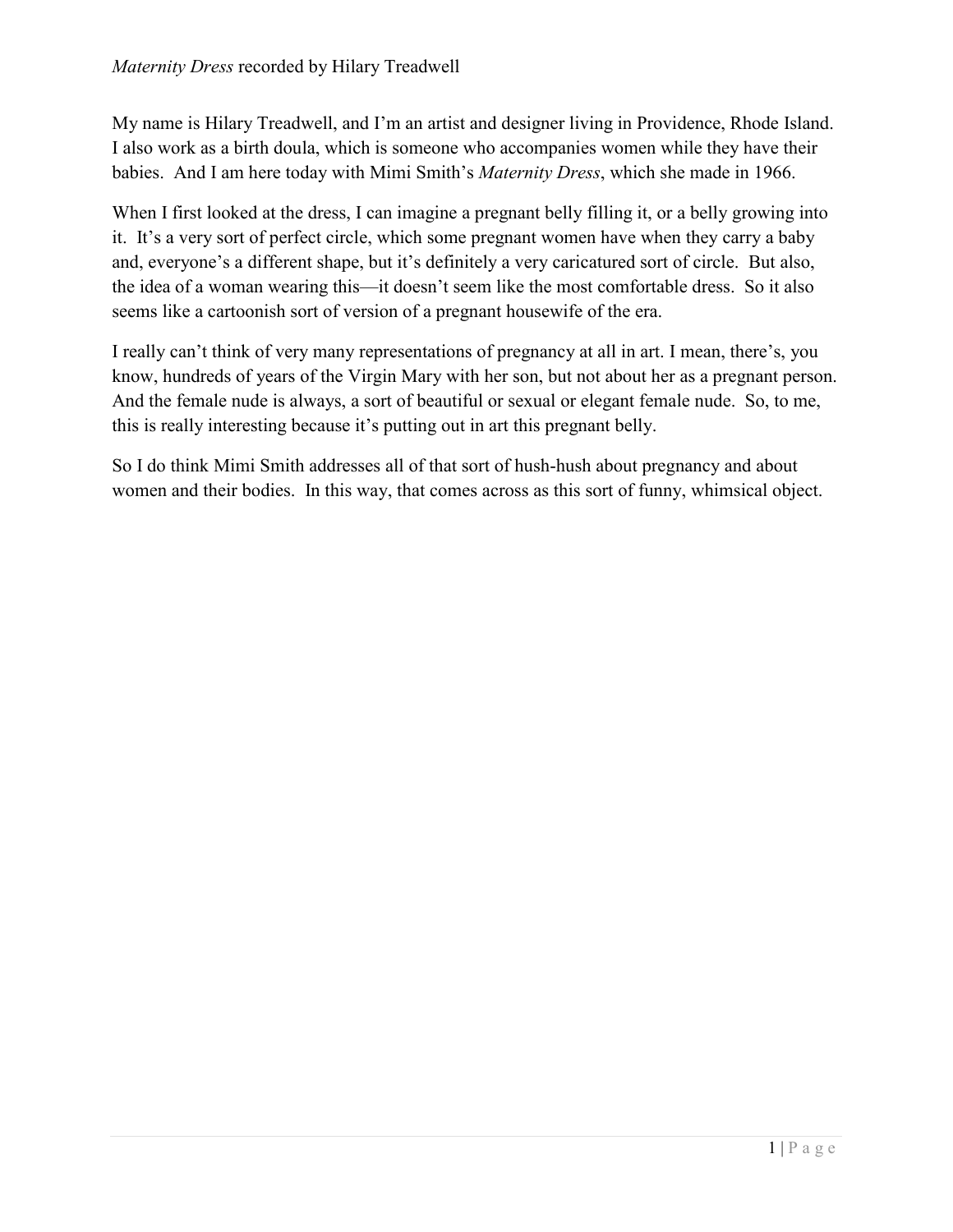*Maternity Dress* recorded by Hilary Treadwell

My name is Hilary Treadwell, and I'm an artist and designer living in Providence, Rhode Island. I also work as a birth doula, which is someone who accompanies women while they have their babies. And I am here today with Mimi Smith's *Maternity Dress*, which she made in 1966.

When I first looked at the dress, I can imagine a pregnant belly filling it, or a belly growing into it. It's a very sort of perfect circle, which some pregnant women have when they carry a baby and, everyone's a different shape, but it's definitely a very caricatured sort of circle. But also, the idea of a woman wearing this—it doesn't seem like the most comfortable dress. So it also seems like a cartoonish sort of version of a pregnant housewife of the era.

I really can't think of very many representations of pregnancy at all in art. I mean, there's, you know, hundreds of years of the Virgin Mary with her son, but not about her as a pregnant person. And the female nude is always, a sort of beautiful or sexual or elegant female nude. So, to me, this is really interesting because it's putting out in art this pregnant belly.

So I do think Mimi Smith addresses all of that sort of hush-hush about pregnancy and about women and their bodies. In this way, that comes across as this sort of funny, whimsical object.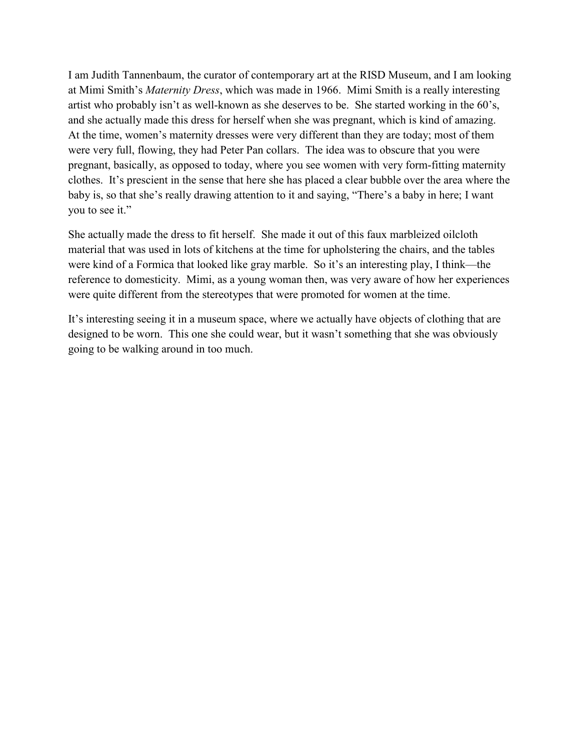I am Judith Tannenbaum, the curator of contemporary art at the RISD Museum, and I am looking at Mimi Smith's *Maternity Dress*, which was made in 1966. Mimi Smith is a really interesting artist who probably isn't as well-known as she deserves to be. She started working in the 60's, and she actually made this dress for herself when she was pregnant, which is kind of amazing. At the time, women's maternity dresses were very different than they are today; most of them were very full, flowing, they had Peter Pan collars. The idea was to obscure that you were pregnant, basically, as opposed to today, where you see women with very form-fitting maternity clothes. It's prescient in the sense that here she has placed a clear bubble over the area where the baby is, so that she's really drawing attention to it and saying, "There's a baby in here; I want you to see it."

She actually made the dress to fit herself. She made it out of this faux marbleized oilcloth material that was used in lots of kitchens at the time for upholstering the chairs, and the tables were kind of a Formica that looked like gray marble. So it's an interesting play, I think—the reference to domesticity. Mimi, as a young woman then, was very aware of how her experiences were quite different from the stereotypes that were promoted for women at the time.

It's interesting seeing it in a museum space, where we actually have objects of clothing that are designed to be worn. This one she could wear, but it wasn't something that she was obviously going to be walking around in too much.